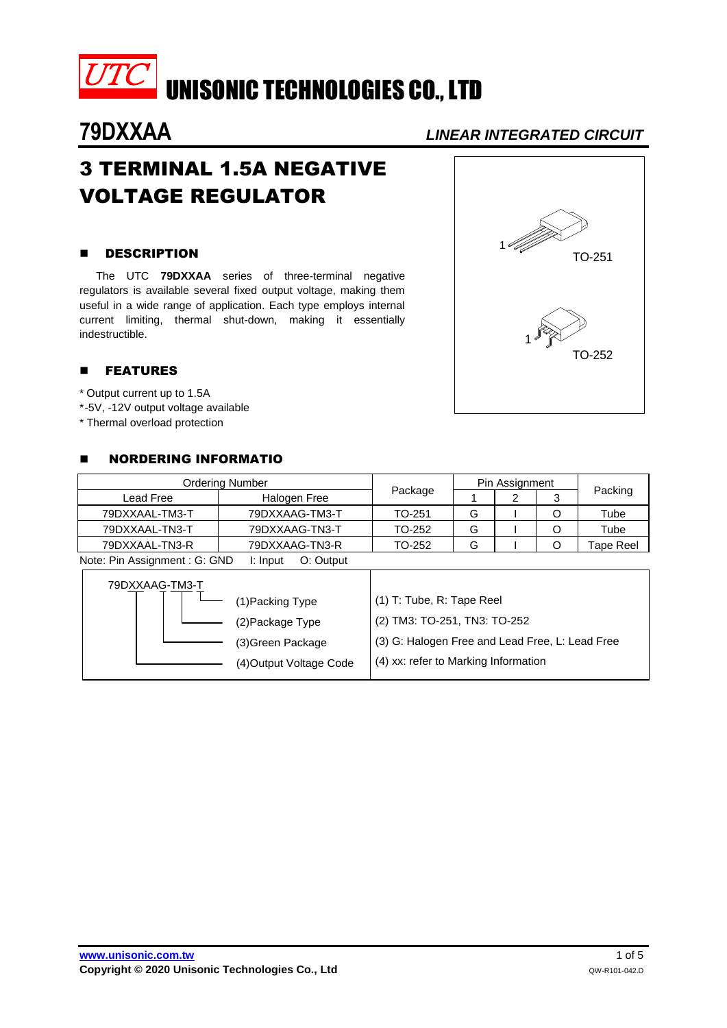# UNISONIC TECHNOLOGIES CO., LTD

**79DXXAA** *LINEAR INTEGRATED CIRCUIT*

# 3 TERMINAL 1.5A NEGATIVE VOLTAGE REGULATOR

## DESCRIPTION

The UTC **79DXXAA** series of three-terminal negative regulators is available several fixed output voltage, making them useful in a wide range of application. Each type employs internal current limiting, thermal shut-down, making it essentially indestructible.

TO-251

TO-252

## FEATURES

* Output current up to 1.5A
*-5V, -12V output voltage available
* Thermal overload protection

## NORDERING INFORMATIO

| Ordering Number | | Package | Pin Assignment | | | Packing |
|---|---|---|---|---|---|---|
| Lead Free | Halogen Free | | 1 | 2 | 3 | |
| 79DXXAAL-TM3-T | 79DXXAAG-TM3-T | TO-251 | G | I | O | Tube |
| 79DXXAAL-TN3-T | 79DXXAAG-TN3-T | TO-252 | G | I | O | Tube |
| 79DXXAAL-TN3-R | 79DXXAAG-TN3-R | TO-252 | G | I | O | Tape Reel |

Note: Pin Assignment : G: GND I: Input O: Output

79DXXAAG-TM3-T

| | |
|---|---|
| (1)Packing Type | (1) T: Tube, R: Tape Reel |
| (2)Package Type | (2) TM3: TO-251, TN3: TO-252 |
| (3)Green Package | (3) G: Halogen Free and Lead Free, L: Lead Free |
| (4)Output Voltage Code | (4) xx: refer to Marking Information |

www.unisonic.com.tw
Copyright © 2020 Unisonic Technologies Co., Ltd
QW-R101-042.D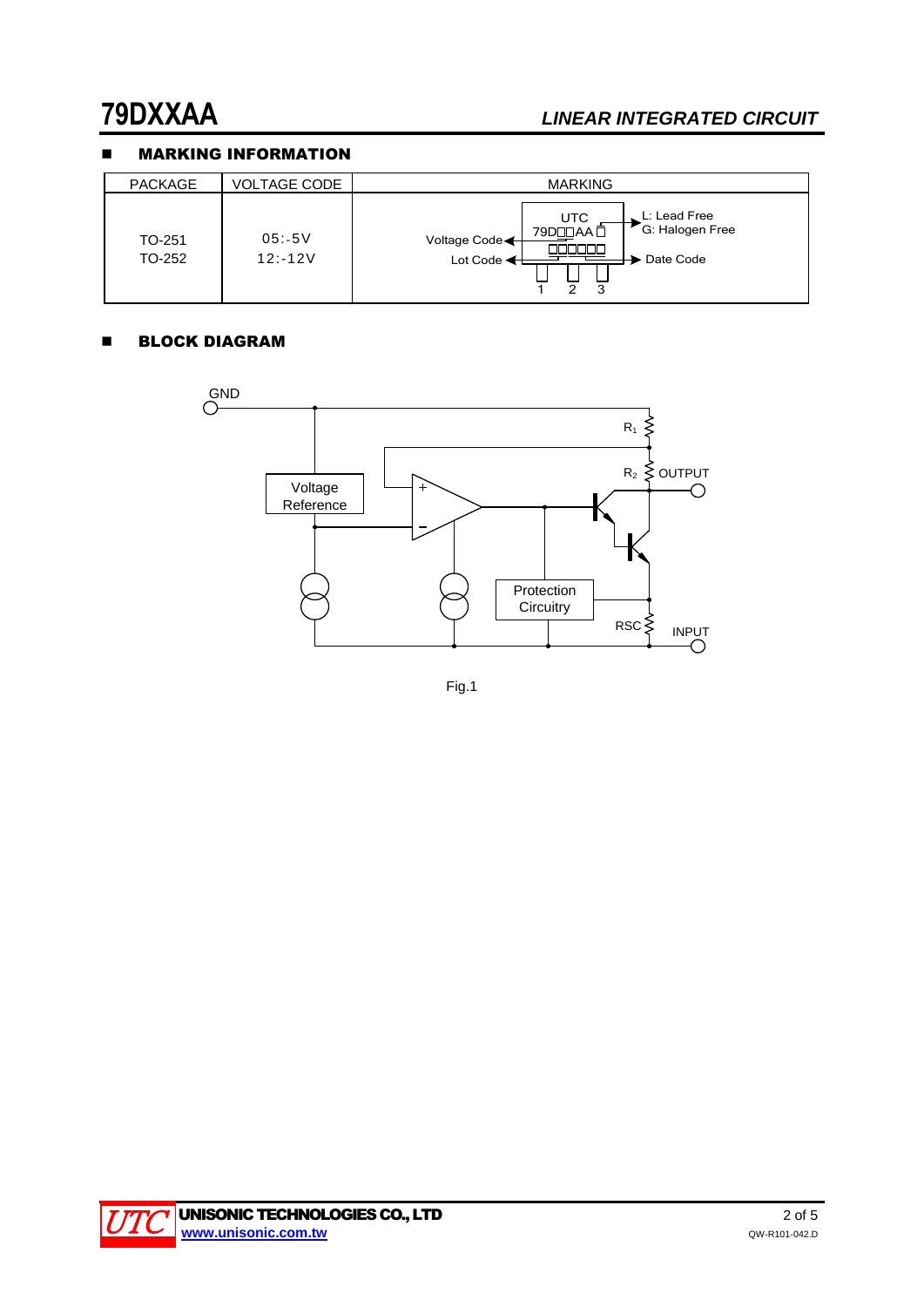## MARKING INFORMATION

| PACKAGE | VOLTAGE CODE | MARKING |
|---|---|---|
| TO-251<br>TO-252 | 05:-5V<br>12:-12V | UTC<br>79D□□AA□<br>□□□□□□<br>Voltage Code; Lot Code; L: Lead Free, G: Halogen Free; Date Code; pins 1 2 3 |

## BLOCK DIAGRAM

Fig.1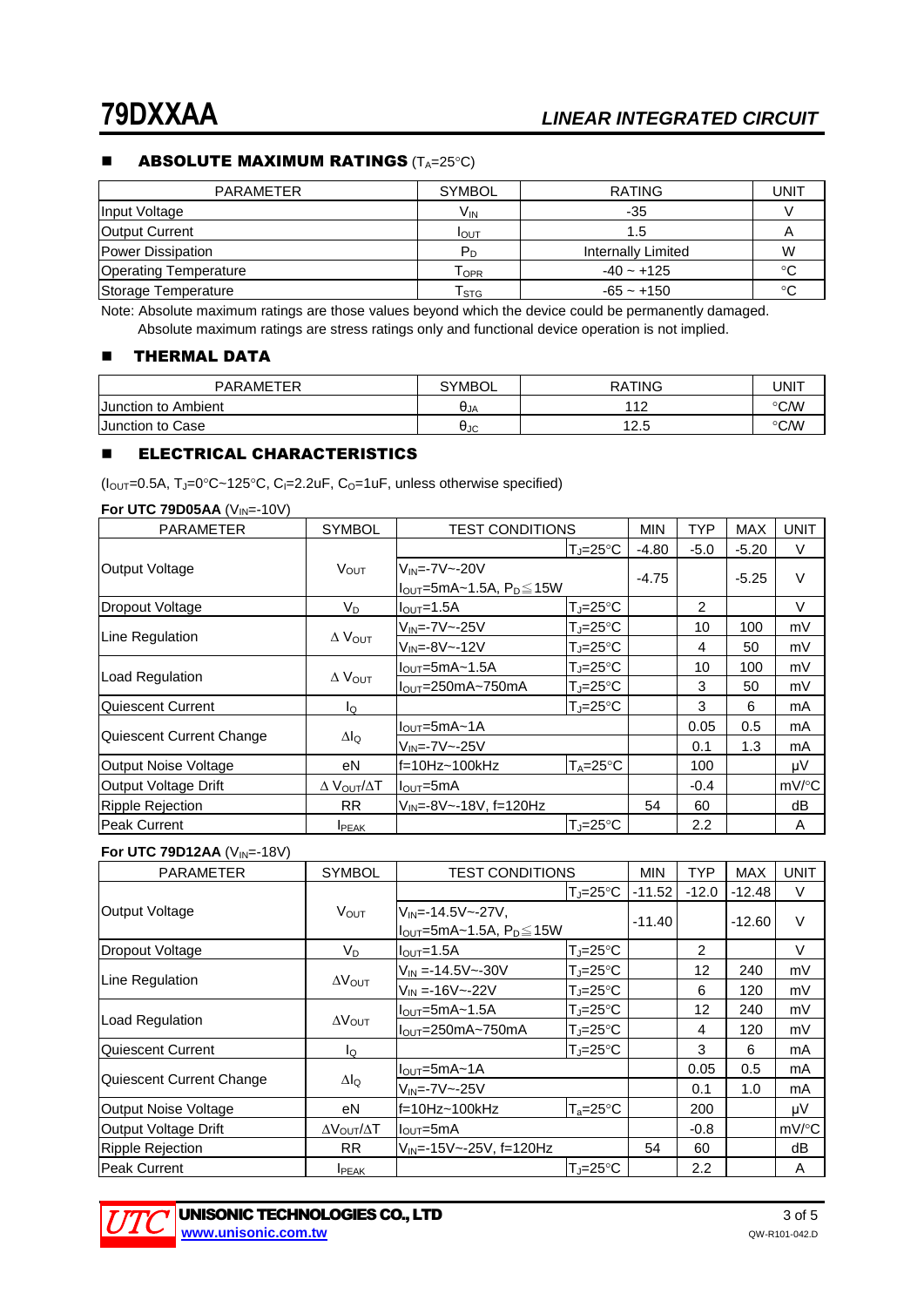## ABSOLUTE MAXIMUM RATINGS ($T_A$=25°C)

| PARAMETER | SYMBOL | RATING | UNIT |
|---|---|---|---|
| Input Voltage | $V_{IN}$ | -35 | V |
| Output Current | $I_{OUT}$ | 1.5 | A |
| Power Dissipation | $P_D$ | Internally Limited | W |
| Operating Temperature | $T_{OPR}$ | -40 ~ +125 | °C |
| Storage Temperature | $T_{STG}$ | -65 ~ +150 | °C |

Note: Absolute maximum ratings are those values beyond which the device could be permanently damaged. Absolute maximum ratings are stress ratings only and functional device operation is not implied.

## THERMAL DATA

| PARAMETER | SYMBOL | RATING | UNIT |
|---|---|---|---|
| Junction to Ambient | $\theta_{JA}$ | 112 | °C/W |
| Junction to Case | $\theta_{JC}$ | 12.5 | °C/W |

## ELECTRICAL CHARACTERISTICS

($I_{OUT}$=0.5A, $T_J$=0°C~125°C, $C_I$=2.2uF, $C_O$=1uF, unless otherwise specified)

**For UTC 79D05AA** ($V_{IN}$=-10V)

| PARAMETER | SYMBOL | TEST CONDITIONS | | MIN | TYP | MAX | UNIT |
|---|---|---|---|---|---|---|---|
| Output Voltage | $V_{OUT}$ | | $T_J$=25°C | -4.80 | -5.0 | -5.20 | V |
| | | $V_{IN}$=-7V~-20V, $I_{OUT}$=5mA~1.5A, $P_D \leq$15W | | -4.75 | | -5.25 | V |
| Dropout Voltage | $V_D$ | $I_{OUT}$=1.5A | $T_J$=25°C | | 2 | | V |
| Line Regulation | $\Delta V_{OUT}$ | $V_{IN}$=-7V~-25V | $T_J$=25°C | | 10 | 100 | mV |
| | | $V_{IN}$=-8V~-12V | $T_J$=25°C | | 4 | 50 | mV |
| Load Regulation | $\Delta V_{OUT}$ | $I_{OUT}$=5mA~1.5A | $T_J$=25°C | | 10 | 100 | mV |
| | | $I_{OUT}$=250mA~750mA | $T_J$=25°C | | 3 | 50 | mV |
| Quiescent Current | $I_Q$ | | $T_J$=25°C | | 3 | 6 | mA |
| Quiescent Current Change | $\Delta I_Q$ | $I_{OUT}$=5mA~1A | | | 0.05 | 0.5 | mA |
| | | $V_{IN}$=-7V~-25V | | | 0.1 | 1.3 | mA |
| Output Noise Voltage | eN | f=10Hz~100kHz | $T_A$=25°C | | 100 | | μV |
| Output Voltage Drift | $\Delta V_{OUT}/\Delta T$ | $I_{OUT}$=5mA | | | -0.4 | | mV/°C |
| Ripple Rejection | RR | $V_{IN}$=-8V~-18V, f=120Hz | | 54 | 60 | | dB |
| Peak Current | $I_{PEAK}$ | | $T_J$=25°C | | 2.2 | | A |

**For UTC 79D12AA** ($V_{IN}$=-18V)

| PARAMETER | SYMBOL | TEST CONDITIONS | | MIN | TYP | MAX | UNIT |
|---|---|---|---|---|---|---|---|
| Output Voltage | $V_{OUT}$ | | $T_J$=25°C | -11.52 | -12.0 | -12.48 | V |
| | | $V_{IN}$=-14.5V~-27V, $I_{OUT}$=5mA~1.5A, $P_D \leq$15W | | -11.40 | | -12.60 | V |
| Dropout Voltage | $V_D$ | $I_{OUT}$=1.5A | $T_J$=25°C | | 2 | | V |
| Line Regulation | $\Delta V_{OUT}$ | $V_{IN}$ =-14.5V~-30V | $T_J$=25°C | | 12 | 240 | mV |
| | | $V_{IN}$ =-16V~-22V | $T_J$=25°C | | 6 | 120 | mV |
| Load Regulation | $\Delta V_{OUT}$ | $I_{OUT}$=5mA~1.5A | $T_J$=25°C | | 12 | 240 | mV |
| | | $I_{OUT}$=250mA~750mA | $T_J$=25°C | | 4 | 120 | mV |
| Quiescent Current | $I_Q$ | | $T_J$=25°C | | 3 | 6 | mA |
| Quiescent Current Change | $\Delta I_Q$ | $I_{OUT}$=5mA~1A | | | 0.05 | 0.5 | mA |
| | | $V_{IN}$=-7V~-25V | | | 0.1 | 1.0 | mA |
| Output Noise Voltage | eN | f=10Hz~100kHz | $T_a$=25°C | | 200 | | μV |
| Output Voltage Drift | $\Delta V_{OUT}/\Delta T$ | $I_{OUT}$=5mA | | | -0.8 | | mV/°C |
| Ripple Rejection | RR | $V_{IN}$=-15V~-25V, f=120Hz | | 54 | 60 | | dB |
| Peak Current | $I_{PEAK}$ | | $T_J$=25°C | | 2.2 | | A |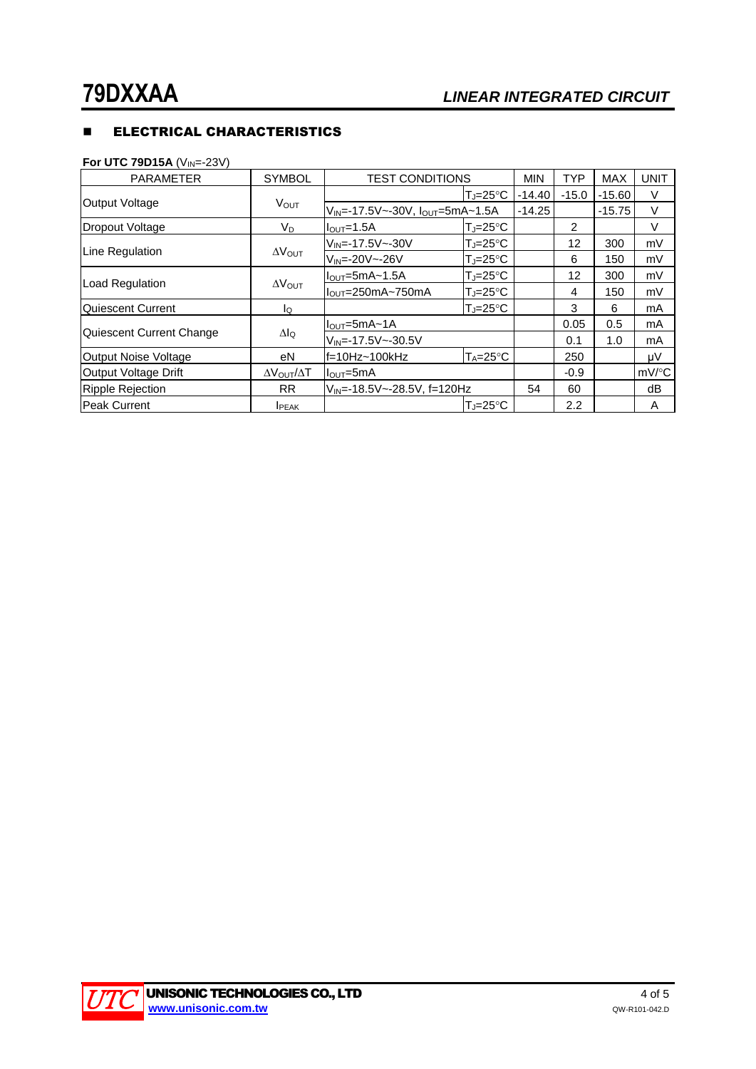## ■ ELECTRICAL CHARACTERISTICS

**For UTC 79D15A** ($V_{IN}$=-23V)

| PARAMETER | SYMBOL | TEST CONDITIONS | | MIN | TYP | MAX | UNIT |
|---|---|---|---|---|---|---|---|
| Output Voltage | $V_{OUT}$ | | $T_J$=25°C | -14.40 | -15.0 | -15.60 | V |
| | | $V_{IN}$=-17.5V~-30V, $I_{OUT}$=5mA~1.5A | | -14.25 | | -15.75 | V |
| Dropout Voltage | $V_D$ | $I_{OUT}$=1.5A | $T_J$=25°C | | 2 | | V |
| Line Regulation | $\Delta V_{OUT}$ | $V_{IN}$=-17.5V~-30V | $T_J$=25°C | | 12 | 300 | mV |
| | | $V_{IN}$=-20V~-26V | $T_J$=25°C | | 6 | 150 | mV |
| Load Regulation | $\Delta V_{OUT}$ | $I_{OUT}$=5mA~1.5A | $T_J$=25°C | | 12 | 300 | mV |
| | | $I_{OUT}$=250mA~750mA | $T_J$=25°C | | 4 | 150 | mV |
| Quiescent Current | $I_Q$ | | $T_J$=25°C | | 3 | 6 | mA |
| Quiescent Current Change | $\Delta I_Q$ | $I_{OUT}$=5mA~1A | | | 0.05 | 0.5 | mA |
| | | $V_{IN}$=-17.5V~-30.5V | | | 0.1 | 1.0 | mA |
| Output Noise Voltage | eN | f=10Hz~100kHz | $T_A$=25°C | | 250 | | μV |
| Output Voltage Drift | $\Delta V_{OUT}/\Delta T$ | $I_{OUT}$=5mA | | | -0.9 | | mV/°C |
| Ripple Rejection | RR | $V_{IN}$=-18.5V~-28.5V, f=120Hz | | 54 | 60 | | dB |
| Peak Current | $I_{PEAK}$ | | $T_J$=25°C | | 2.2 | | A |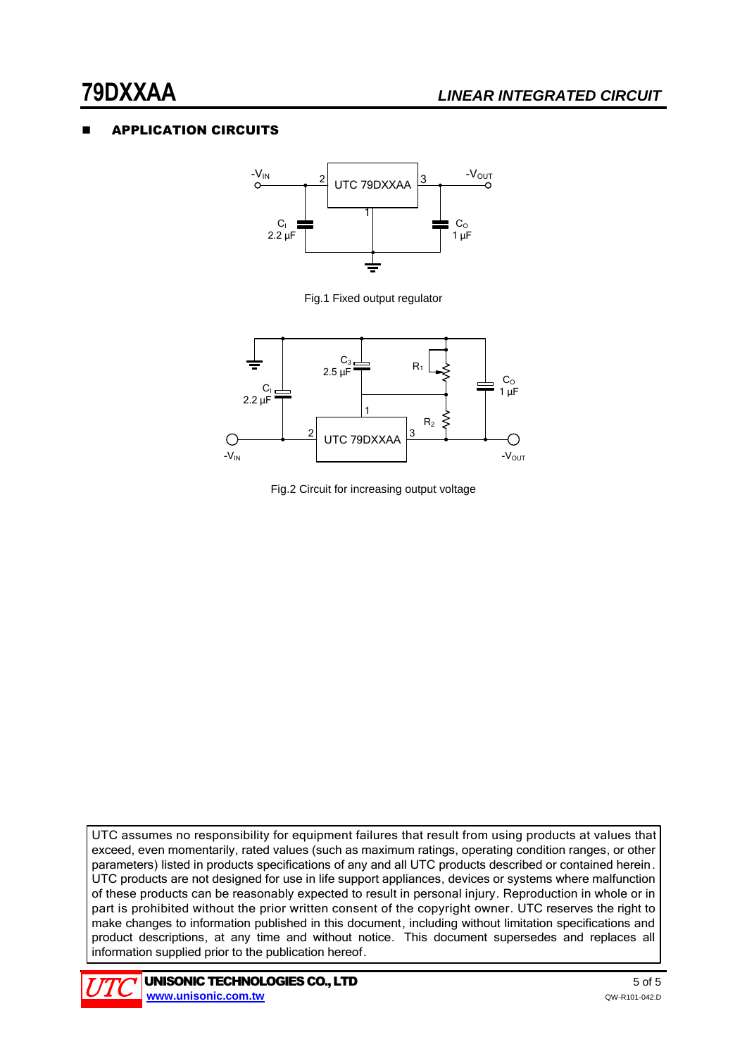## APPLICATION CIRCUITS

$-V_{IN}$
2
UTC 79DXXAA
3
$-V_{OUT}$
1
$C_I$
2.2 µF
$C_O$
1 µF

Fig.1 Fixed output regulator

$C_3$
2.5 µF
$R_1$
$C_O$
1 µF
$C_I$
2.2 µF
1
$R_2$
2
UTC 79DXXAA
3
$-V_{IN}$
$-V_{OUT}$

Fig.2 Circuit for increasing output voltage

UTC assumes no responsibility for equipment failures that result from using products at values that exceed, even momentarily, rated values (such as maximum ratings, operating condition ranges, or other parameters) listed in products specifications of any and all UTC products described or contained herein. UTC products are not designed for use in life support appliances, devices or systems where malfunction of these products can be reasonably expected to result in personal injury. Reproduction in whole or in part is prohibited without the prior written consent of the copyright owner. UTC reserves the right to make changes to information published in this document, including without limitation specifications and product descriptions, at any time and without notice. This document supersedes and replaces all information supplied prior to the publication hereof.